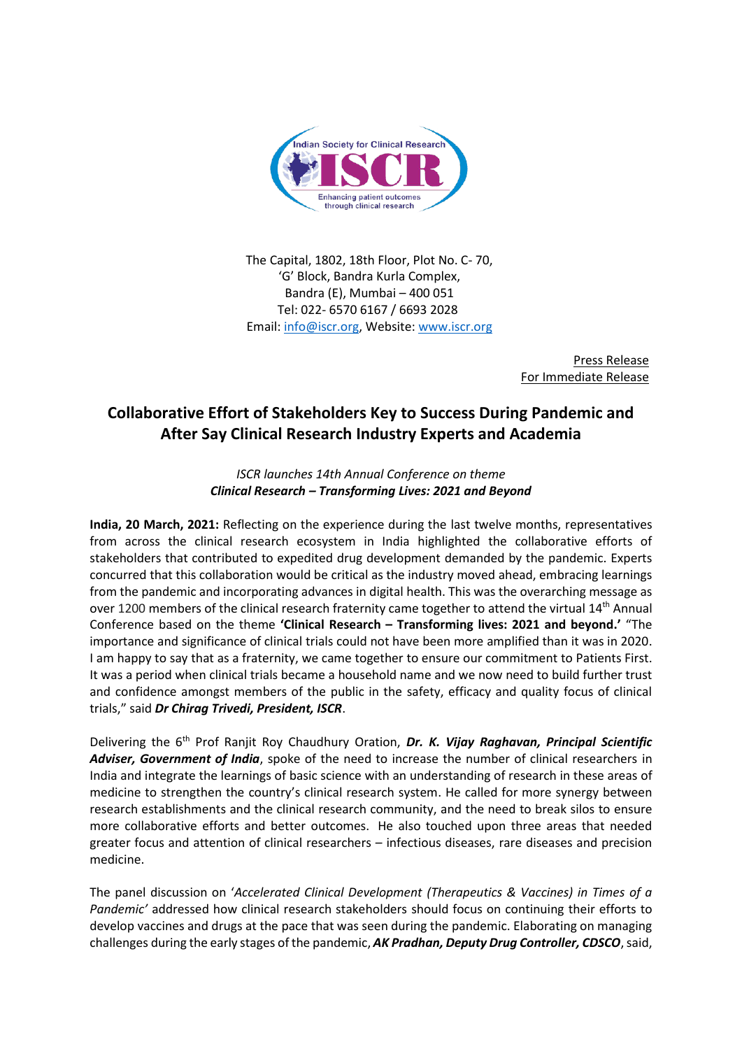The Capital, 1802, 18th Floor, Plot No. C- 70,
'G' Block, Bandra Kurla Complex,
Bandra (E), Mumbai – 400 051
Tel: 022- 6570 6167 / 6693 2028
Email: info@iscr.org, Website: www.iscr.org

Press Release
For Immediate Release

# Collaborative Effort of Stakeholders Key to Success During Pandemic and After Say Clinical Research Industry Experts and Academia

*ISCR launches 14th Annual Conference on theme*
***Clinical Research – Transforming Lives: 2021 and Beyond***

**India, 20 March, 2021:** Reflecting on the experience during the last twelve months, representatives from across the clinical research ecosystem in India highlighted the collaborative efforts of stakeholders that contributed to expedited drug development demanded by the pandemic. Experts concurred that this collaboration would be critical as the industry moved ahead, embracing learnings from the pandemic and incorporating advances in digital health. This was the overarching message as over 1200 members of the clinical research fraternity came together to attend the virtual 14th Annual Conference based on the theme **'Clinical Research – Transforming lives: 2021 and beyond.'** "The importance and significance of clinical trials could not have been more amplified than it was in 2020. I am happy to say that as a fraternity, we came together to ensure our commitment to Patients First. It was a period when clinical trials became a household name and we now need to build further trust and confidence amongst members of the public in the safety, efficacy and quality focus of clinical trials," said ***Dr Chirag Trivedi, President, ISCR***.

Delivering the 6th Prof Ranjit Roy Chaudhury Oration, ***Dr. K. Vijay Raghavan, Principal Scientific Adviser, Government of India***, spoke of the need to increase the number of clinical researchers in India and integrate the learnings of basic science with an understanding of research in these areas of medicine to strengthen the country's clinical research system. He called for more synergy between research establishments and the clinical research community, and the need to break silos to ensure more collaborative efforts and better outcomes. He also touched upon three areas that needed greater focus and attention of clinical researchers – infectious diseases, rare diseases and precision medicine.

The panel discussion on '*Accelerated Clinical Development (Therapeutics & Vaccines) in Times of a Pandemic'* addressed how clinical research stakeholders should focus on continuing their efforts to develop vaccines and drugs at the pace that was seen during the pandemic. Elaborating on managing challenges during the early stages of the pandemic, ***AK Pradhan, Deputy Drug Controller, CDSCO***, said,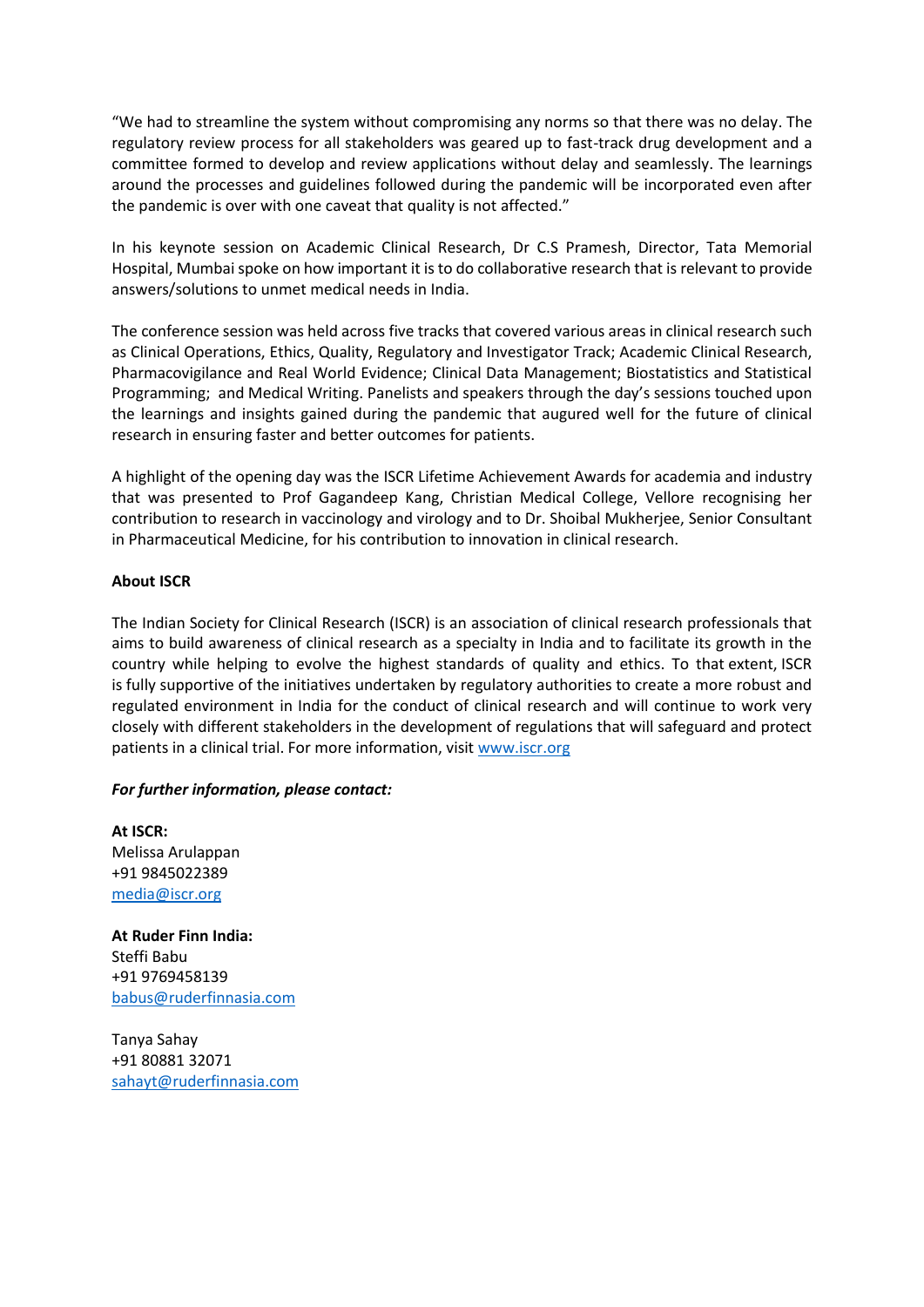"We had to streamline the system without compromising any norms so that there was no delay. The regulatory review process for all stakeholders was geared up to fast-track drug development and a committee formed to develop and review applications without delay and seamlessly. The learnings around the processes and guidelines followed during the pandemic will be incorporated even after the pandemic is over with one caveat that quality is not affected."

In his keynote session on Academic Clinical Research, Dr C.S Pramesh, Director, Tata Memorial Hospital, Mumbai spoke on how important it is to do collaborative research that is relevant to provide answers/solutions to unmet medical needs in India.

The conference session was held across five tracks that covered various areas in clinical research such as Clinical Operations, Ethics, Quality, Regulatory and Investigator Track; Academic Clinical Research, Pharmacovigilance and Real World Evidence; Clinical Data Management; Biostatistics and Statistical Programming; and Medical Writing. Panelists and speakers through the day's sessions touched upon the learnings and insights gained during the pandemic that augured well for the future of clinical research in ensuring faster and better outcomes for patients.

A highlight of the opening day was the ISCR Lifetime Achievement Awards for academia and industry that was presented to Prof Gagandeep Kang, Christian Medical College, Vellore recognising her contribution to research in vaccinology and virology and to Dr. Shoibal Mukherjee, Senior Consultant in Pharmaceutical Medicine, for his contribution to innovation in clinical research.

**About ISCR**

The Indian Society for Clinical Research (ISCR) is an association of clinical research professionals that aims to build awareness of clinical research as a specialty in India and to facilitate its growth in the country while helping to evolve the highest standards of quality and ethics. To that extent, ISCR is fully supportive of the initiatives undertaken by regulatory authorities to create a more robust and regulated environment in India for the conduct of clinical research and will continue to work very closely with different stakeholders in the development of regulations that will safeguard and protect patients in a clinical trial. For more information, visit [www.iscr.org](http://www.iscr.org)

***For further information, please contact:***

**At ISCR:**
Melissa Arulappan
+91 9845022389
[media@iscr.org](mailto:media@iscr.org)

**At Ruder Finn India:**
Steffi Babu
+91 9769458139
[babus@ruderfinnasia.com](mailto:babus@ruderfinnasia.com)

Tanya Sahay
+91 80881 32071
[sahayt@ruderfinnasia.com](mailto:sahayt@ruderfinnasia.com)